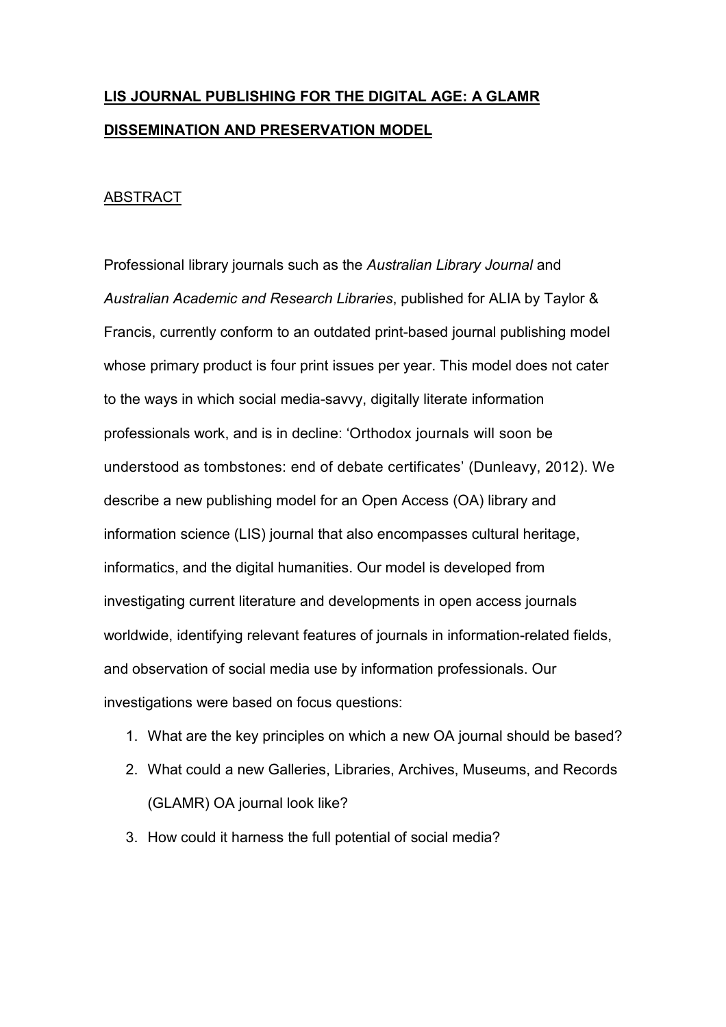# LIS JOURNAL PUBLISHING FOR THE DIGITAL AGE: A GLAMR DISSEMINATION AND PRESERVATION MODEL

## ABSTRACT

Professional library journals such as the *Australian Library Journal* and *Australian Academic and Research Libraries*, published for ALIA by Taylor & Francis, currently conform to an outdated print-based journal publishing model whose primary product is four print issues per year. This model does not cater to the ways in which social media-savvy, digitally literate information professionals work, and is in decline: 'Orthodox journals will soon be understood as tombstones: end of debate certificates' (Dunleavy, 2012). We describe a new publishing model for an Open Access (OA) library and information science (LIS) journal that also encompasses cultural heritage, informatics, and the digital humanities. Our model is developed from investigating current literature and developments in open access journals worldwide, identifying relevant features of journals in information-related fields, and observation of social media use by information professionals. Our investigations were based on focus questions:

1. What are the key principles on which a new OA journal should be based?
2. What could a new Galleries, Libraries, Archives, Museums, and Records (GLAMR) OA journal look like?
3. How could it harness the full potential of social media?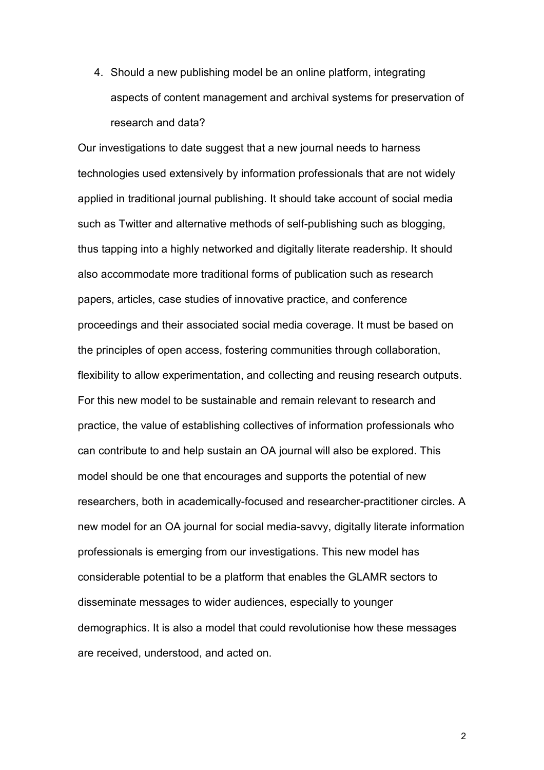4. Should a new publishing model be an online platform, integrating aspects of content management and archival systems for preservation of research and data?

Our investigations to date suggest that a new journal needs to harness technologies used extensively by information professionals that are not widely applied in traditional journal publishing. It should take account of social media such as Twitter and alternative methods of self-publishing such as blogging, thus tapping into a highly networked and digitally literate readership. It should also accommodate more traditional forms of publication such as research papers, articles, case studies of innovative practice, and conference proceedings and their associated social media coverage. It must be based on the principles of open access, fostering communities through collaboration, flexibility to allow experimentation, and collecting and reusing research outputs. For this new model to be sustainable and remain relevant to research and practice, the value of establishing collectives of information professionals who can contribute to and help sustain an OA journal will also be explored. This model should be one that encourages and supports the potential of new researchers, both in academically-focused and researcher-practitioner circles. A new model for an OA journal for social media-savvy, digitally literate information professionals is emerging from our investigations. This new model has considerable potential to be a platform that enables the GLAMR sectors to disseminate messages to wider audiences, especially to younger demographics. It is also a model that could revolutionise how these messages are received, understood, and acted on.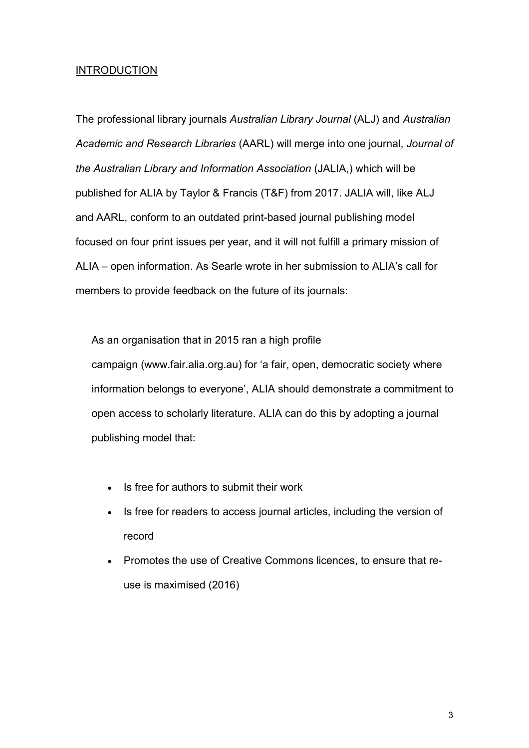## INTRODUCTION

The professional library journals *Australian Library Journal* (ALJ) and *Australian Academic and Research Libraries* (AARL) will merge into one journal, *Journal of the Australian Library and Information Association* (JALIA,) which will be published for ALIA by Taylor & Francis (T&F) from 2017. JALIA will, like ALJ and AARL, conform to an outdated print-based journal publishing model focused on four print issues per year, and it will not fulfill a primary mission of ALIA – open information. As Searle wrote in her submission to ALIA's call for members to provide feedback on the future of its journals:

> As an organisation that in 2015 ran a high profile campaign (www.fair.alia.org.au) for 'a fair, open, democratic society where information belongs to everyone', ALIA should demonstrate a commitment to open access to scholarly literature. ALIA can do this by adopting a journal publishing model that:
>
> - Is free for authors to submit their work
> - Is free for readers to access journal articles, including the version of record
> - Promotes the use of Creative Commons licences, to ensure that re-use is maximised (2016)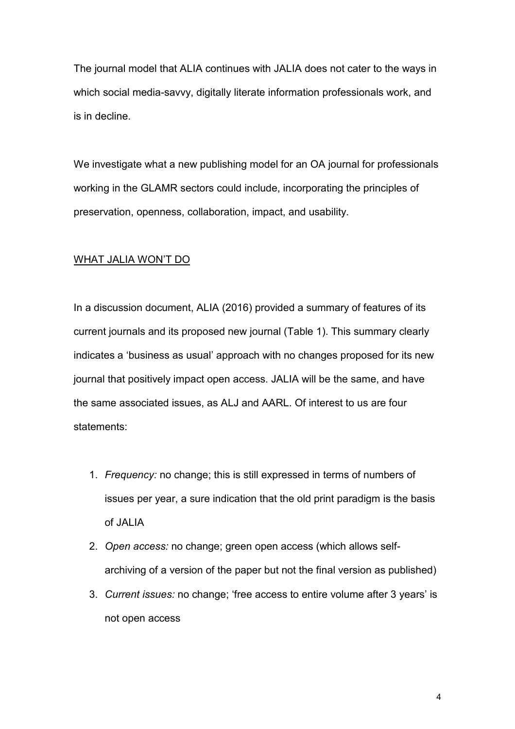The journal model that ALIA continues with JALIA does not cater to the ways in which social media-savvy, digitally literate information professionals work, and is in decline.

We investigate what a new publishing model for an OA journal for professionals working in the GLAMR sectors could include, incorporating the principles of preservation, openness, collaboration, impact, and usability.

## WHAT JALIA WON'T DO

In a discussion document, ALIA (2016) provided a summary of features of its current journals and its proposed new journal (Table 1). This summary clearly indicates a 'business as usual' approach with no changes proposed for its new journal that positively impact open access. JALIA will be the same, and have the same associated issues, as ALJ and AARL. Of interest to us are four statements:

1. *Frequency:* no change; this is still expressed in terms of numbers of issues per year, a sure indication that the old print paradigm is the basis of JALIA
2. *Open access:* no change; green open access (which allows self-archiving of a version of the paper but not the final version as published)
3. *Current issues:* no change; 'free access to entire volume after 3 years' is not open access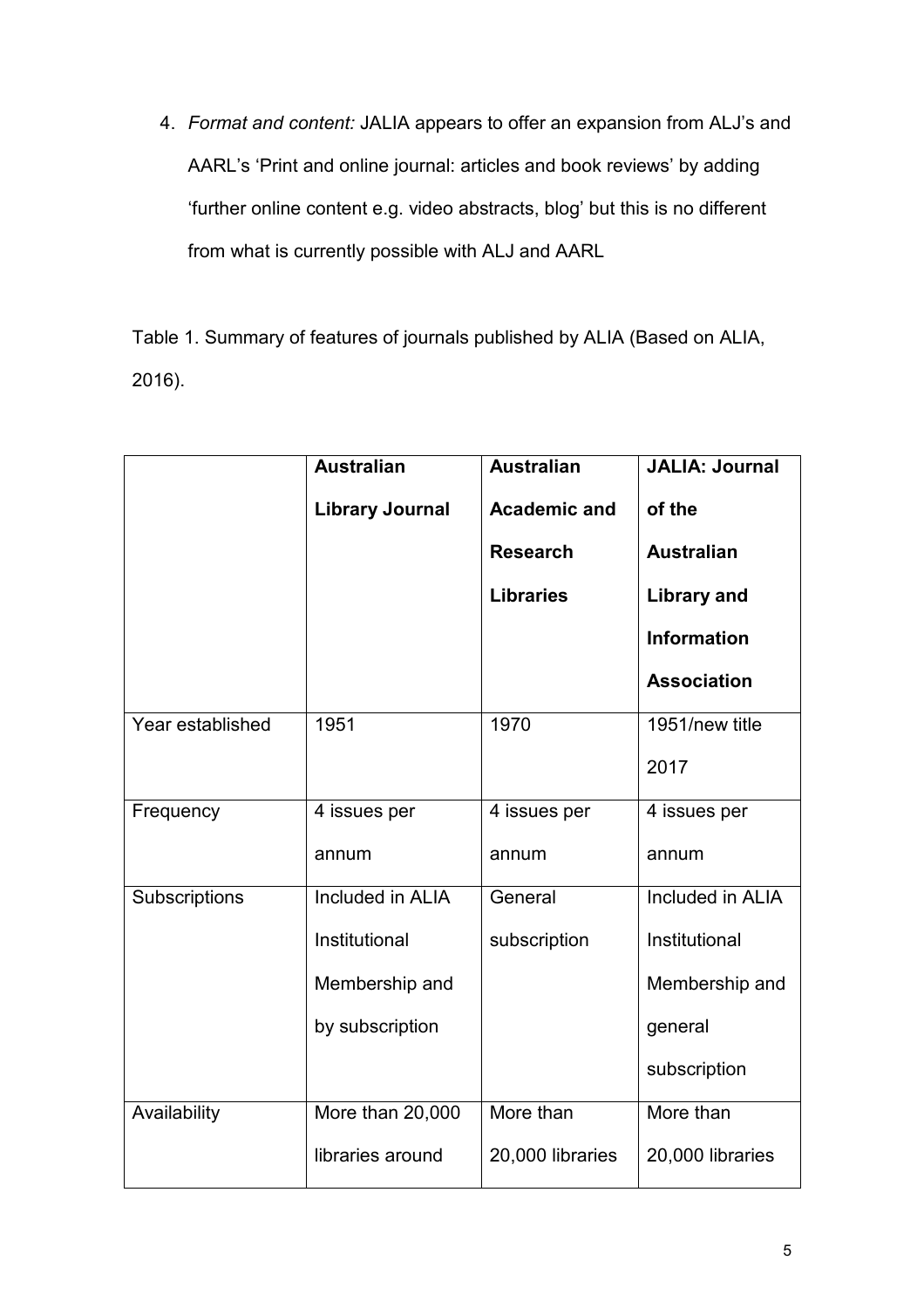4. *Format and content:* JALIA appears to offer an expansion from ALJ's and AARL's 'Print and online journal: articles and book reviews' by adding 'further online content e.g. video abstracts, blog' but this is no different from what is currently possible with ALJ and AARL

Table 1. Summary of features of journals published by ALIA (Based on ALIA, 2016).

| | **Australian Library Journal** | **Australian Academic and Research Libraries** | **JALIA: Journal of the Australian Library and Information Association** |
|---|---|---|---|
| Year established | 1951 | 1970 | 1951/new title 2017 |
| Frequency | 4 issues per annum | 4 issues per annum | 4 issues per annum |
| Subscriptions | Included in ALIA Institutional Membership and by subscription | General subscription | Included in ALIA Institutional Membership and general subscription |
| Availability | More than 20,000 libraries around | More than 20,000 libraries | More than 20,000 libraries |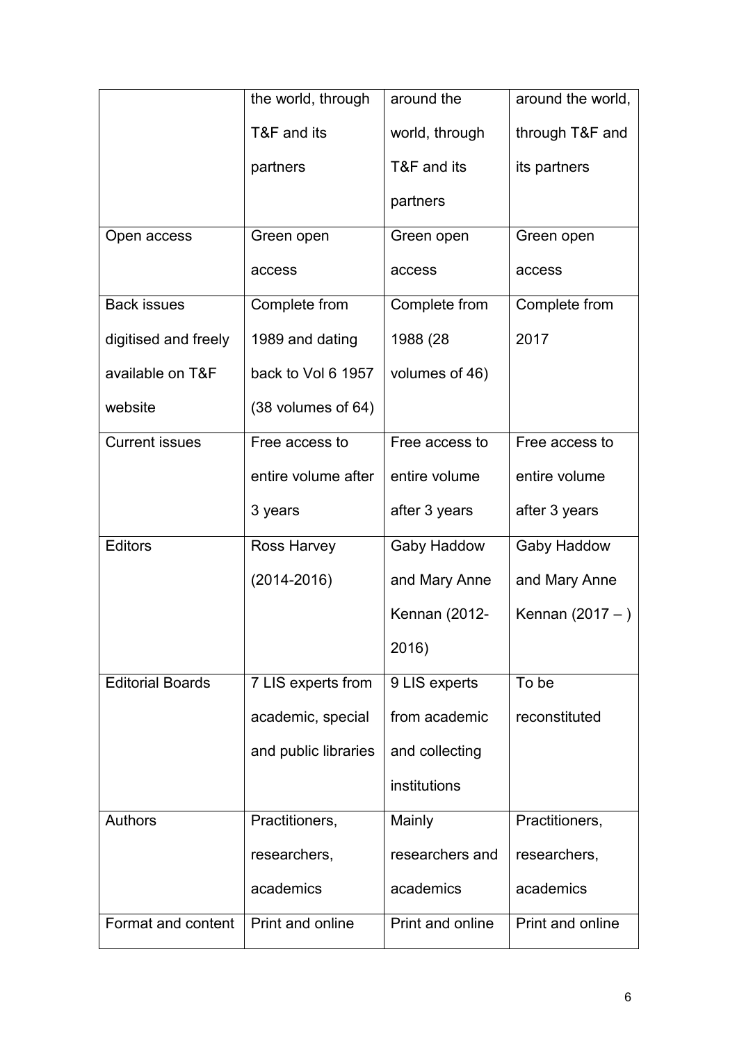| | the world, through T&F and its partners | around the world, through T&F and its partners | around the world, through T&F and its partners |
|---|---|---|---|
| Open access | Green open access | Green open access | Green open access |
| Back issues digitised and freely available on T&F website | Complete from 1989 and dating back to Vol 6 1957 (38 volumes of 64) | Complete from 1988 (28 volumes of 46) | Complete from 2017 |
| Current issues | Free access to entire volume after 3 years | Free access to entire volume after 3 years | Free access to entire volume after 3 years |
| Editors | Ross Harvey (2014-2016) | Gaby Haddow and Mary Anne Kennan (2012-2016) | Gaby Haddow and Mary Anne Kennan (2017 – ) |
| Editorial Boards | 7 LIS experts from academic, special and public libraries | 9 LIS experts from academic and collecting institutions | To be reconstituted |
| Authors | Practitioners, researchers, academics | Mainly researchers and academics | Practitioners, researchers, academics |
| Format and content | Print and online | Print and online | Print and online |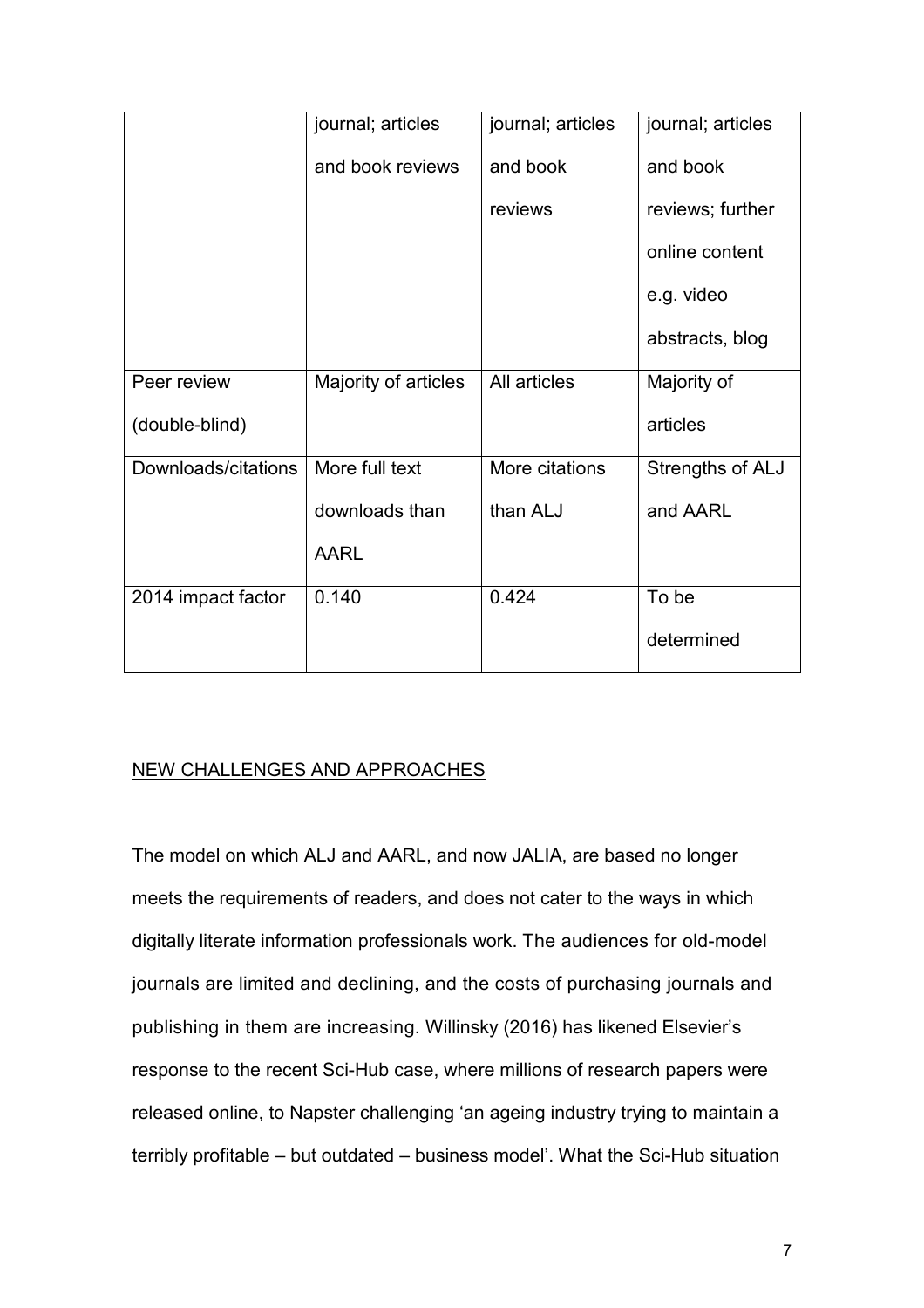| | journal; articles and book reviews | journal; articles and book reviews | journal; articles and book reviews; further online content e.g. video abstracts, blog |
|---|---|---|---|
| Peer review (double-blind) | Majority of articles | All articles | Majority of articles |
| Downloads/citations | More full text downloads than AARL | More citations than ALJ | Strengths of ALJ and AARL |
| 2014 impact factor | 0.140 | 0.424 | To be determined |

## NEW CHALLENGES AND APPROACHES

The model on which ALJ and AARL, and now JALIA, are based no longer meets the requirements of readers, and does not cater to the ways in which digitally literate information professionals work. The audiences for old-model journals are limited and declining, and the costs of purchasing journals and publishing in them are increasing. Willinsky (2016) has likened Elsevier's response to the recent Sci-Hub case, where millions of research papers were released online, to Napster challenging 'an ageing industry trying to maintain a terribly profitable – but outdated – business model'. What the Sci-Hub situation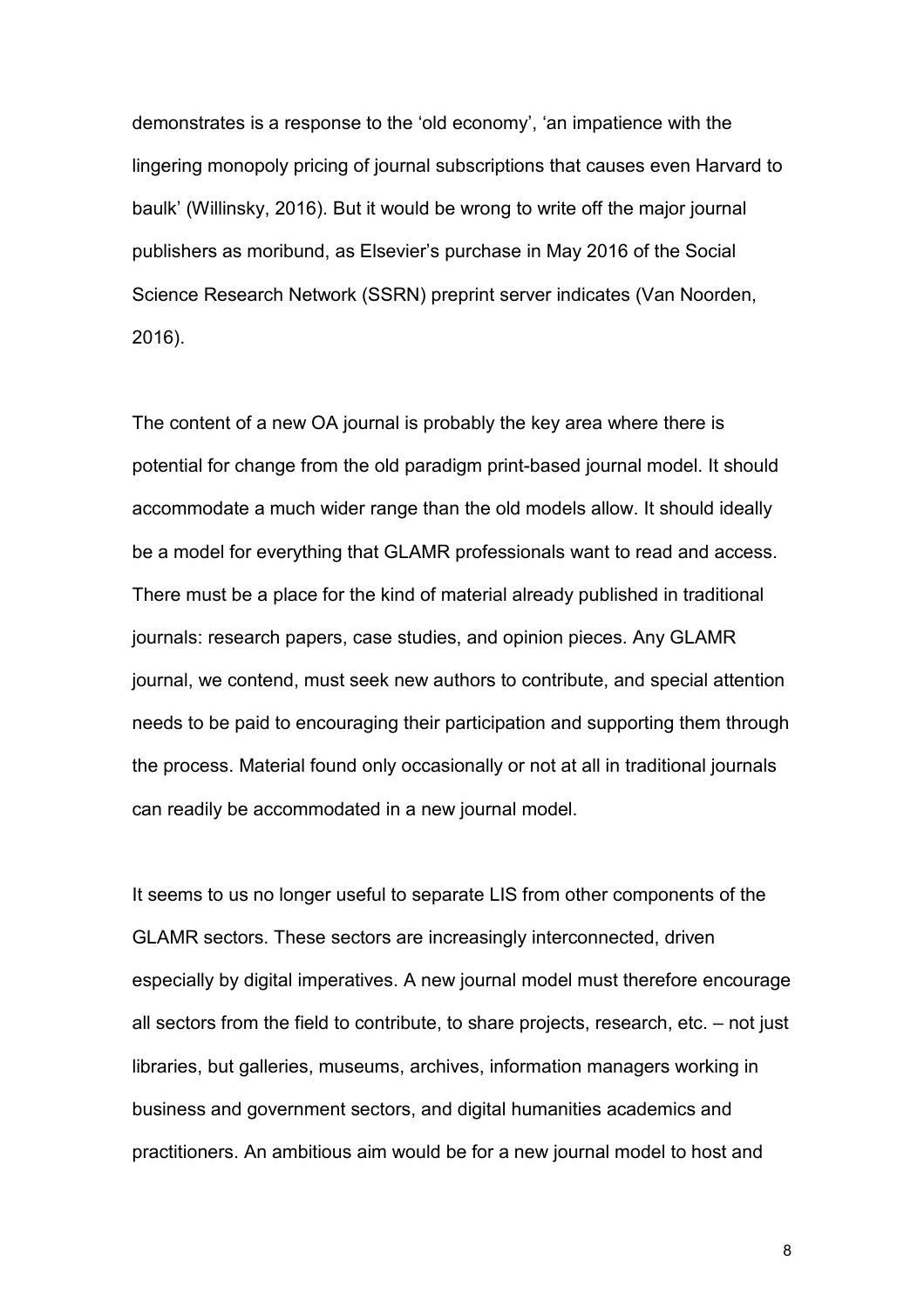demonstrates is a response to the 'old economy', 'an impatience with the lingering monopoly pricing of journal subscriptions that causes even Harvard to baulk' (Willinsky, 2016). But it would be wrong to write off the major journal publishers as moribund, as Elsevier's purchase in May 2016 of the Social Science Research Network (SSRN) preprint server indicates (Van Noorden, 2016).

The content of a new OA journal is probably the key area where there is potential for change from the old paradigm print-based journal model. It should accommodate a much wider range than the old models allow. It should ideally be a model for everything that GLAMR professionals want to read and access. There must be a place for the kind of material already published in traditional journals: research papers, case studies, and opinion pieces. Any GLAMR journal, we contend, must seek new authors to contribute, and special attention needs to be paid to encouraging their participation and supporting them through the process. Material found only occasionally or not at all in traditional journals can readily be accommodated in a new journal model.

It seems to us no longer useful to separate LIS from other components of the GLAMR sectors. These sectors are increasingly interconnected, driven especially by digital imperatives. A new journal model must therefore encourage all sectors from the field to contribute, to share projects, research, etc. – not just libraries, but galleries, museums, archives, information managers working in business and government sectors, and digital humanities academics and practitioners. An ambitious aim would be for a new journal model to host and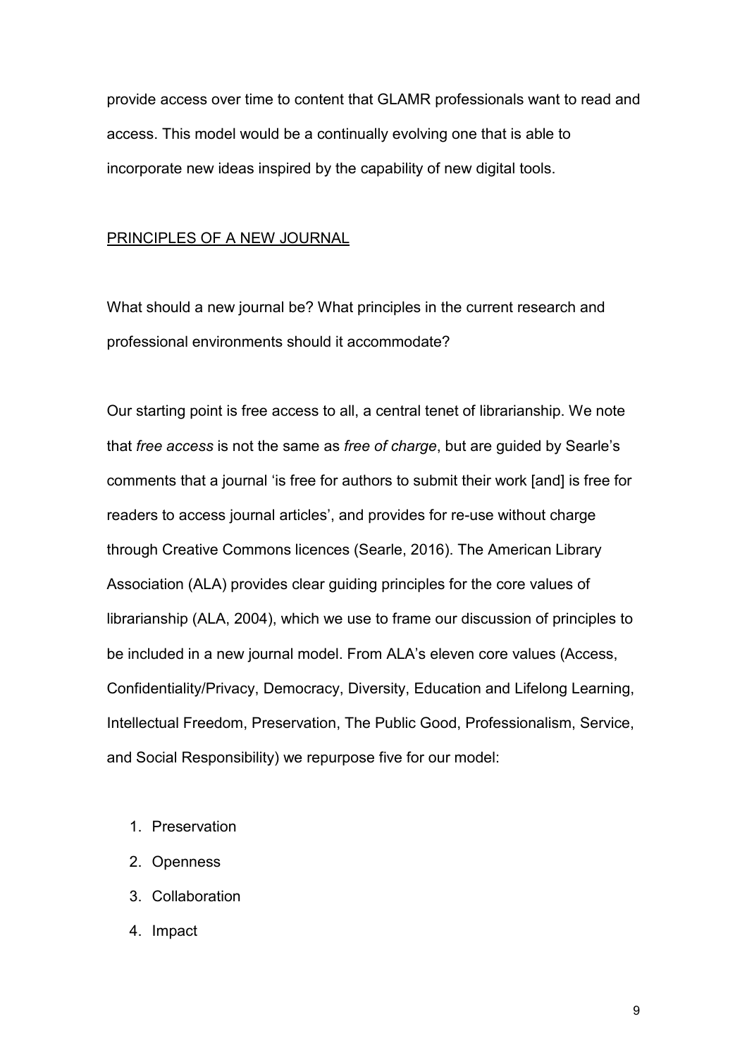provide access over time to content that GLAMR professionals want to read and access. This model would be a continually evolving one that is able to incorporate new ideas inspired by the capability of new digital tools.

## PRINCIPLES OF A NEW JOURNAL

What should a new journal be? What principles in the current research and professional environments should it accommodate?

Our starting point is free access to all, a central tenet of librarianship. We note that *free access* is not the same as *free of charge*, but are guided by Searle's comments that a journal 'is free for authors to submit their work [and] is free for readers to access journal articles', and provides for re-use without charge through Creative Commons licences (Searle, 2016). The American Library Association (ALA) provides clear guiding principles for the core values of librarianship (ALA, 2004), which we use to frame our discussion of principles to be included in a new journal model. From ALA's eleven core values (Access, Confidentiality/Privacy, Democracy, Diversity, Education and Lifelong Learning, Intellectual Freedom, Preservation, The Public Good, Professionalism, Service, and Social Responsibility) we repurpose five for our model:

1. Preservation
2. Openness
3. Collaboration
4. Impact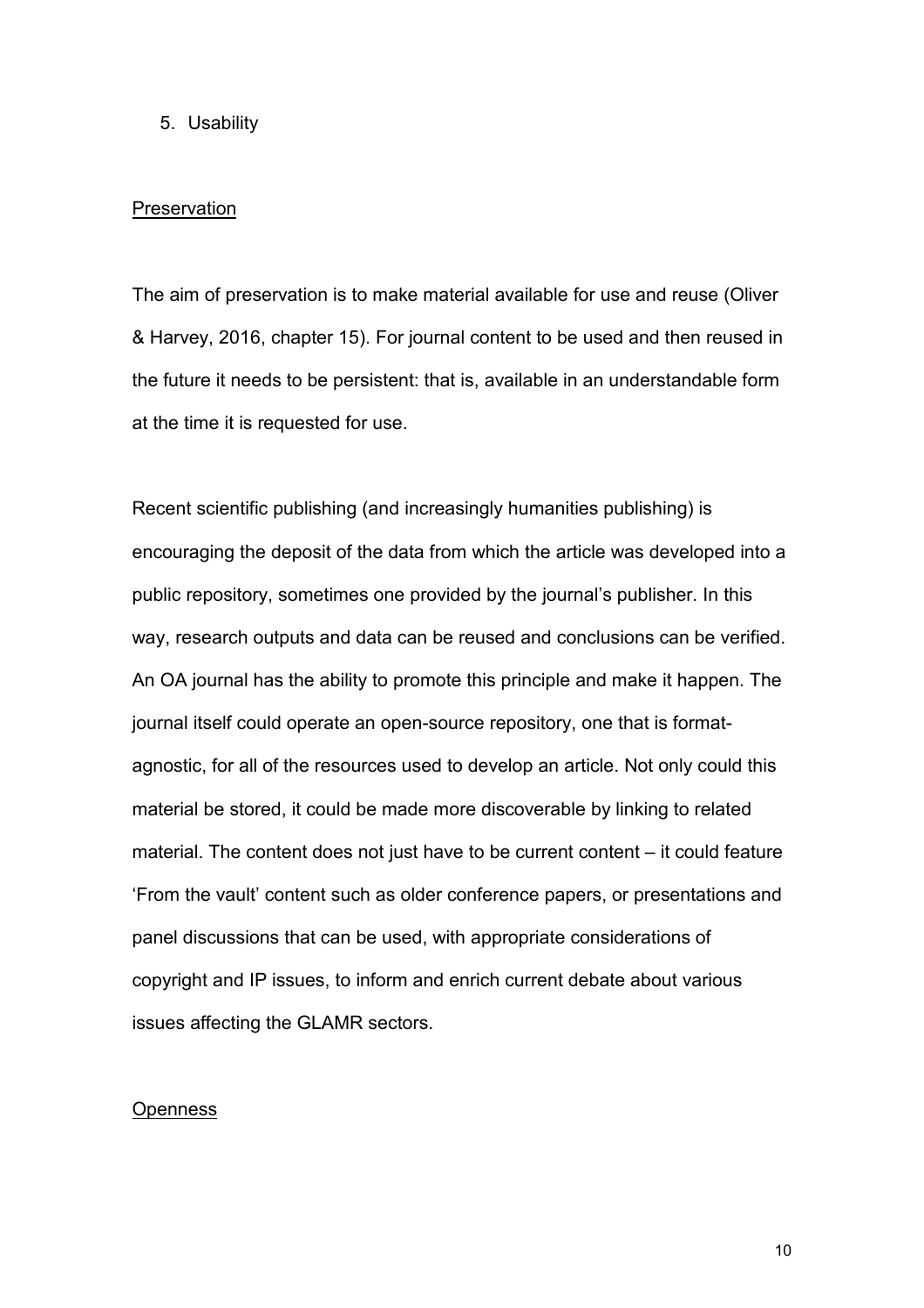5. Usability

<u>Preservation</u>

The aim of preservation is to make material available for use and reuse (Oliver & Harvey, 2016, chapter 15). For journal content to be used and then reused in the future it needs to be persistent: that is, available in an understandable form at the time it is requested for use.

Recent scientific publishing (and increasingly humanities publishing) is encouraging the deposit of the data from which the article was developed into a public repository, sometimes one provided by the journal's publisher. In this way, research outputs and data can be reused and conclusions can be verified. An OA journal has the ability to promote this principle and make it happen. The journal itself could operate an open-source repository, one that is format-agnostic, for all of the resources used to develop an article. Not only could this material be stored, it could be made more discoverable by linking to related material. The content does not just have to be current content – it could feature 'From the vault' content such as older conference papers, or presentations and panel discussions that can be used, with appropriate considerations of copyright and IP issues, to inform and enrich current debate about various issues affecting the GLAMR sectors.

<u>Openness</u>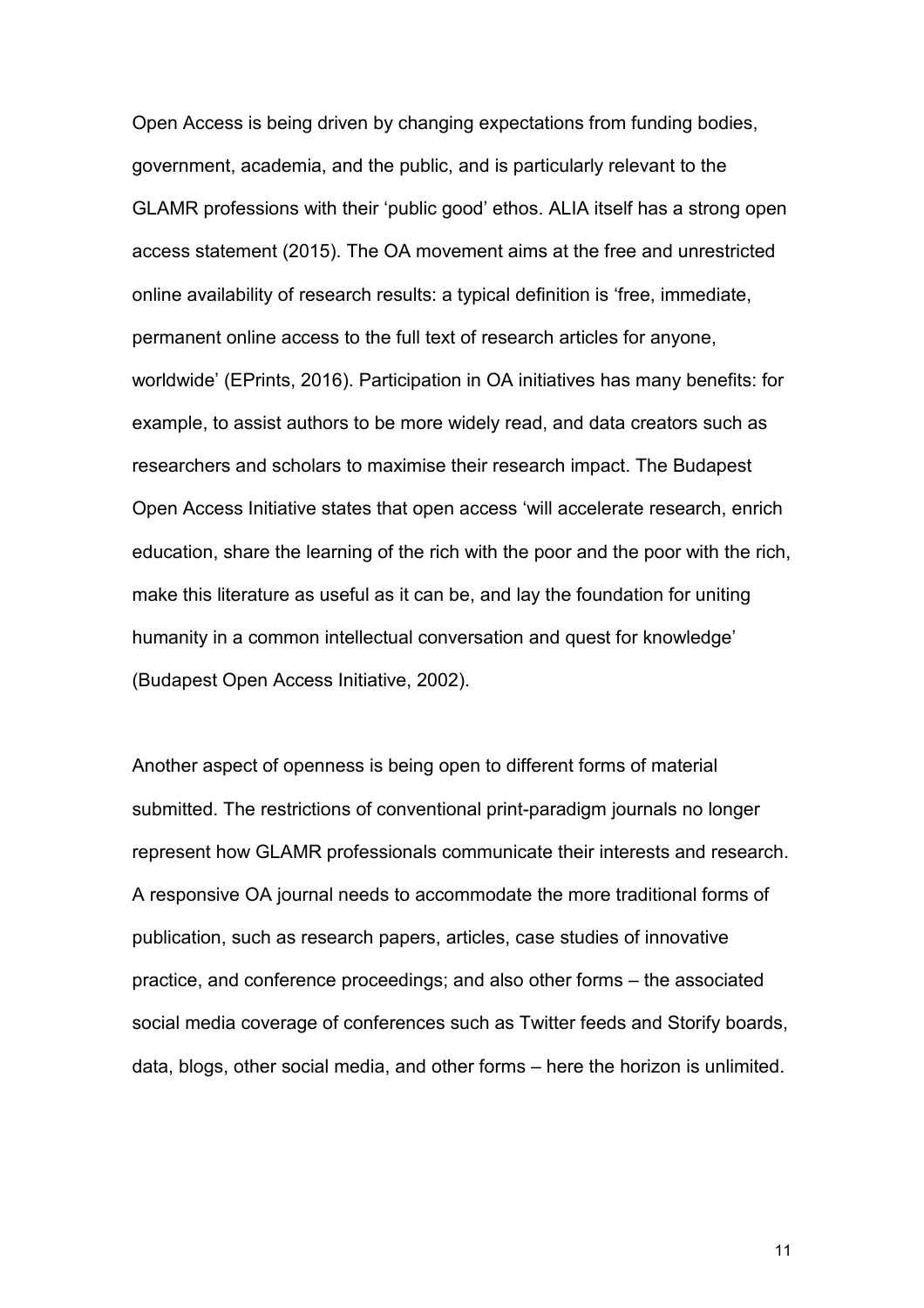Open Access is being driven by changing expectations from funding bodies, government, academia, and the public, and is particularly relevant to the GLAMR professions with their 'public good' ethos. ALIA itself has a strong open access statement (2015). The OA movement aims at the free and unrestricted online availability of research results: a typical definition is 'free, immediate, permanent online access to the full text of research articles for anyone, worldwide' (EPrints, 2016). Participation in OA initiatives has many benefits: for example, to assist authors to be more widely read, and data creators such as researchers and scholars to maximise their research impact. The Budapest Open Access Initiative states that open access 'will accelerate research, enrich education, share the learning of the rich with the poor and the poor with the rich, make this literature as useful as it can be, and lay the foundation for uniting humanity in a common intellectual conversation and quest for knowledge' (Budapest Open Access Initiative, 2002).

Another aspect of openness is being open to different forms of material submitted. The restrictions of conventional print-paradigm journals no longer represent how GLAMR professionals communicate their interests and research. A responsive OA journal needs to accommodate the more traditional forms of publication, such as research papers, articles, case studies of innovative practice, and conference proceedings; and also other forms – the associated social media coverage of conferences such as Twitter feeds and Storify boards, data, blogs, other social media, and other forms – here the horizon is unlimited.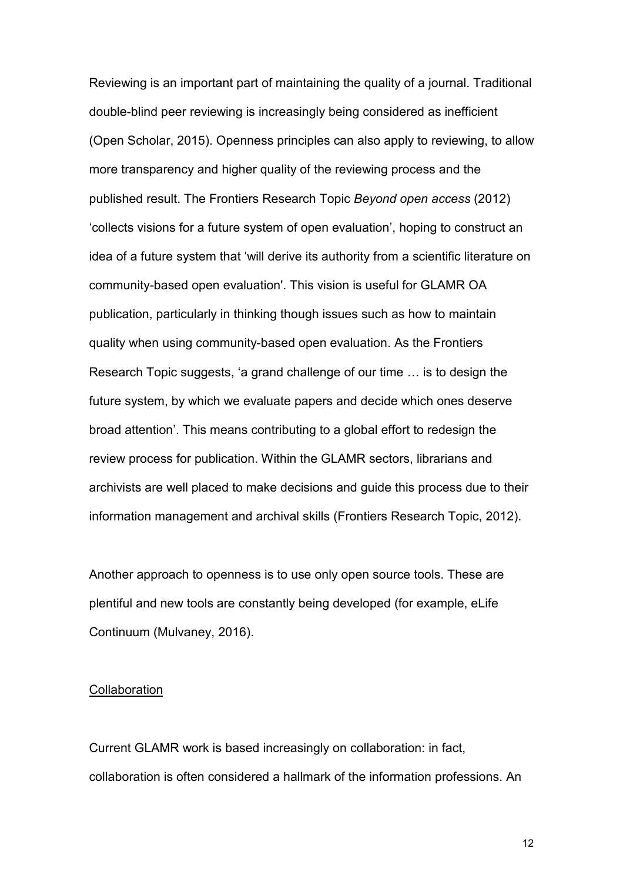Reviewing is an important part of maintaining the quality of a journal. Traditional double-blind peer reviewing is increasingly being considered as inefficient (Open Scholar, 2015). Openness principles can also apply to reviewing, to allow more transparency and higher quality of the reviewing process and the published result. The Frontiers Research Topic *Beyond open access* (2012) 'collects visions for a future system of open evaluation', hoping to construct an idea of a future system that 'will derive its authority from a scientific literature on community-based open evaluation'. This vision is useful for GLAMR OA publication, particularly in thinking though issues such as how to maintain quality when using community-based open evaluation. As the Frontiers Research Topic suggests, 'a grand challenge of our time … is to design the future system, by which we evaluate papers and decide which ones deserve broad attention'. This means contributing to a global effort to redesign the review process for publication. Within the GLAMR sectors, librarians and archivists are well placed to make decisions and guide this process due to their information management and archival skills (Frontiers Research Topic, 2012).

Another approach to openness is to use only open source tools. These are plentiful and new tools are constantly being developed (for example, eLife Continuum (Mulvaney, 2016).

<u>Collaboration</u>

Current GLAMR work is based increasingly on collaboration: in fact, collaboration is often considered a hallmark of the information professions. An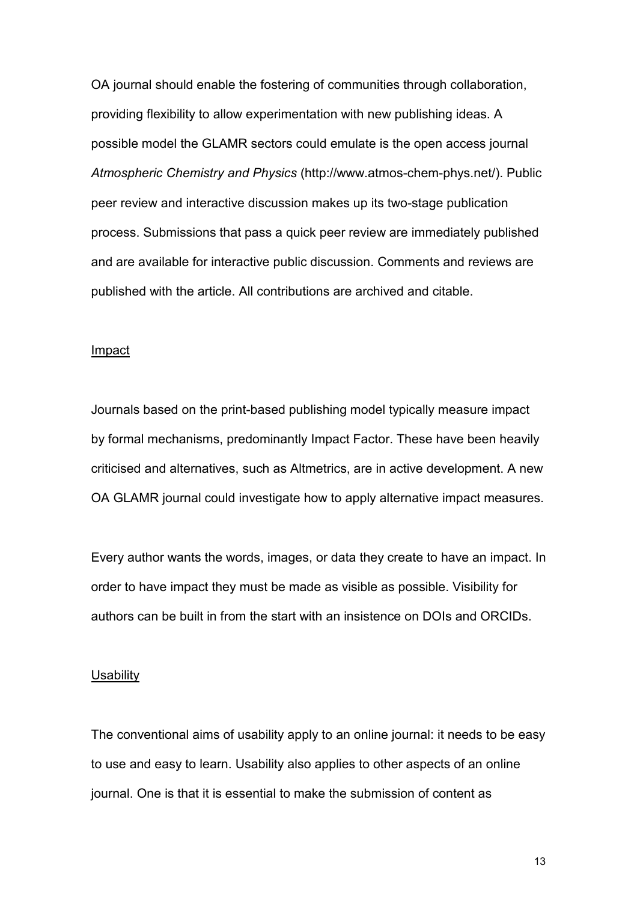OA journal should enable the fostering of communities through collaboration, providing flexibility to allow experimentation with new publishing ideas. A possible model the GLAMR sectors could emulate is the open access journal *Atmospheric Chemistry and Physics* (http://www.atmos-chem-phys.net/). Public peer review and interactive discussion makes up its two-stage publication process. Submissions that pass a quick peer review are immediately published and are available for interactive public discussion. Comments and reviews are published with the article. All contributions are archived and citable.

## Impact

Journals based on the print-based publishing model typically measure impact by formal mechanisms, predominantly Impact Factor. These have been heavily criticised and alternatives, such as Altmetrics, are in active development. A new OA GLAMR journal could investigate how to apply alternative impact measures.

Every author wants the words, images, or data they create to have an impact. In order to have impact they must be made as visible as possible. Visibility for authors can be built in from the start with an insistence on DOIs and ORCIDs.

## Usability

The conventional aims of usability apply to an online journal: it needs to be easy to use and easy to learn. Usability also applies to other aspects of an online journal. One is that it is essential to make the submission of content as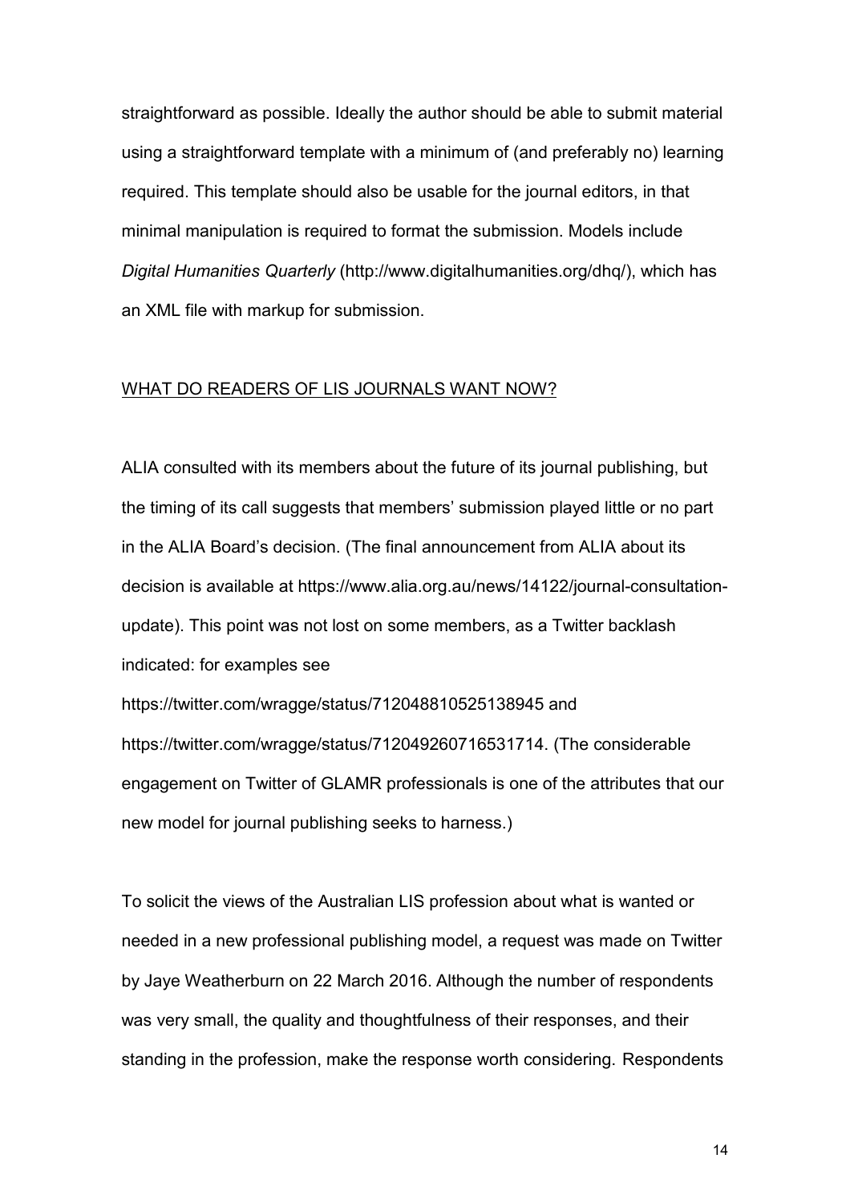straightforward as possible. Ideally the author should be able to submit material using a straightforward template with a minimum of (and preferably no) learning required. This template should also be usable for the journal editors, in that minimal manipulation is required to format the submission. Models include *Digital Humanities Quarterly* (http://www.digitalhumanities.org/dhq/), which has an XML file with markup for submission.

## WHAT DO READERS OF LIS JOURNALS WANT NOW?

ALIA consulted with its members about the future of its journal publishing, but the timing of its call suggests that members' submission played little or no part in the ALIA Board's decision. (The final announcement from ALIA about its decision is available at https://www.alia.org.au/news/14122/journal-consultation-update). This point was not lost on some members, as a Twitter backlash indicated: for examples see https://twitter.com/wragge/status/712048810525138945 and https://twitter.com/wragge/status/712049260716531714. (The considerable engagement on Twitter of GLAMR professionals is one of the attributes that our new model for journal publishing seeks to harness.)

To solicit the views of the Australian LIS profession about what is wanted or needed in a new professional publishing model, a request was made on Twitter by Jaye Weatherburn on 22 March 2016. Although the number of respondents was very small, the quality and thoughtfulness of their responses, and their standing in the profession, make the response worth considering. Respondents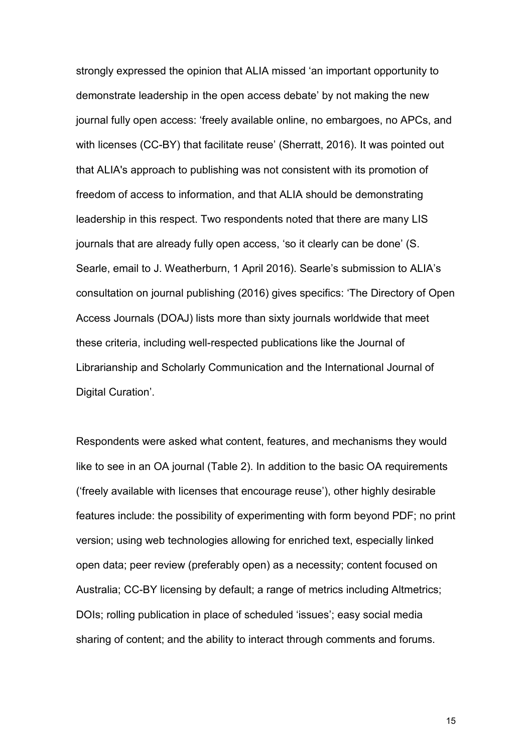strongly expressed the opinion that ALIA missed 'an important opportunity to demonstrate leadership in the open access debate' by not making the new journal fully open access: 'freely available online, no embargoes, no APCs, and with licenses (CC-BY) that facilitate reuse' (Sherratt, 2016). It was pointed out that ALIA's approach to publishing was not consistent with its promotion of freedom of access to information, and that ALIA should be demonstrating leadership in this respect. Two respondents noted that there are many LIS journals that are already fully open access, 'so it clearly can be done' (S. Searle, email to J. Weatherburn, 1 April 2016). Searle's submission to ALIA's consultation on journal publishing (2016) gives specifics: 'The Directory of Open Access Journals (DOAJ) lists more than sixty journals worldwide that meet these criteria, including well-respected publications like the Journal of Librarianship and Scholarly Communication and the International Journal of Digital Curation'.

Respondents were asked what content, features, and mechanisms they would like to see in an OA journal (Table 2). In addition to the basic OA requirements ('freely available with licenses that encourage reuse'), other highly desirable features include: the possibility of experimenting with form beyond PDF; no print version; using web technologies allowing for enriched text, especially linked open data; peer review (preferably open) as a necessity; content focused on Australia; CC-BY licensing by default; a range of metrics including Altmetrics; DOIs; rolling publication in place of scheduled 'issues'; easy social media sharing of content; and the ability to interact through comments and forums.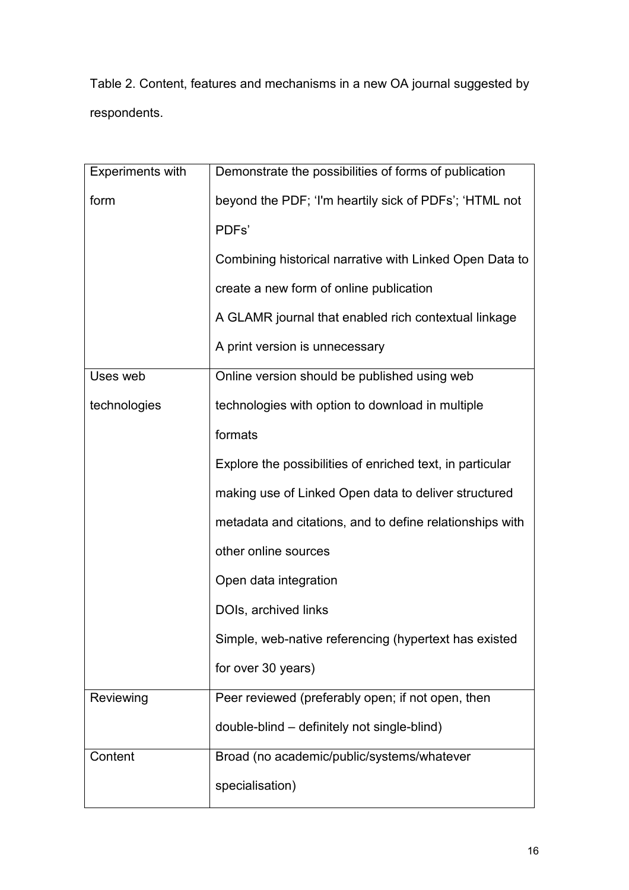Table 2. Content, features and mechanisms in a new OA journal suggested by respondents.

| | |
|---|---|
| Experiments with form | Demonstrate the possibilities of forms of publication beyond the PDF; 'I'm heartily sick of PDFs'; 'HTML not PDFs'<br>Combining historical narrative with Linked Open Data to create a new form of online publication<br>A GLAMR journal that enabled rich contextual linkage<br>A print version is unnecessary |
| Uses web technologies | Online version should be published using web technologies with option to download in multiple formats<br>Explore the possibilities of enriched text, in particular making use of Linked Open data to deliver structured metadata and citations, and to define relationships with other online sources<br>Open data integration<br>DOIs, archived links<br>Simple, web-native referencing (hypertext has existed for over 30 years) |
| Reviewing | Peer reviewed (preferably open; if not open, then double-blind – definitely not single-blind) |
| Content | Broad (no academic/public/systems/whatever specialisation) |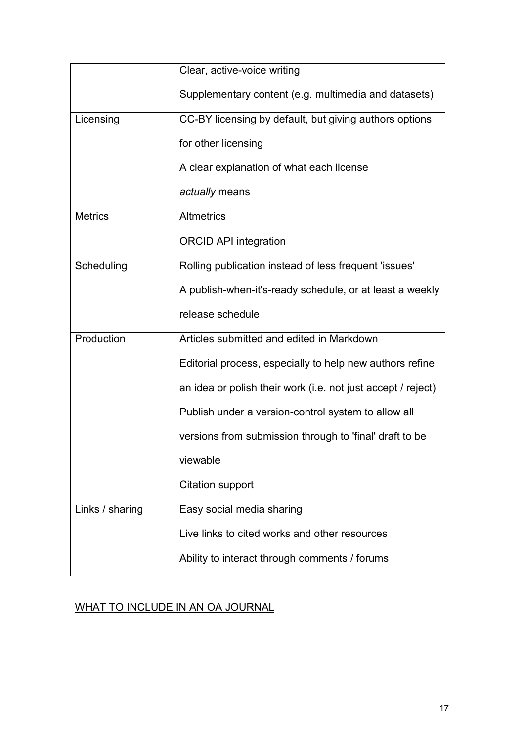| | |
|---|---|
| | Clear, active-voice writing<br>Supplementary content (e.g. multimedia and datasets) |
| Licensing | CC-BY licensing by default, but giving authors options for other licensing<br>A clear explanation of what each license *actually* means |
| Metrics | Altmetrics<br>ORCID API integration |
| Scheduling | Rolling publication instead of less frequent 'issues'<br>A publish-when-it's-ready schedule, or at least a weekly release schedule |
| Production | Articles submitted and edited in Markdown<br>Editorial process, especially to help new authors refine an idea or polish their work (i.e. not just accept / reject)<br>Publish under a version-control system to allow all versions from submission through to 'final' draft to be viewable<br>Citation support |
| Links / sharing | Easy social media sharing<br>Live links to cited works and other resources<br>Ability to interact through comments / forums |

<u>WHAT TO INCLUDE IN AN OA JOURNAL</u>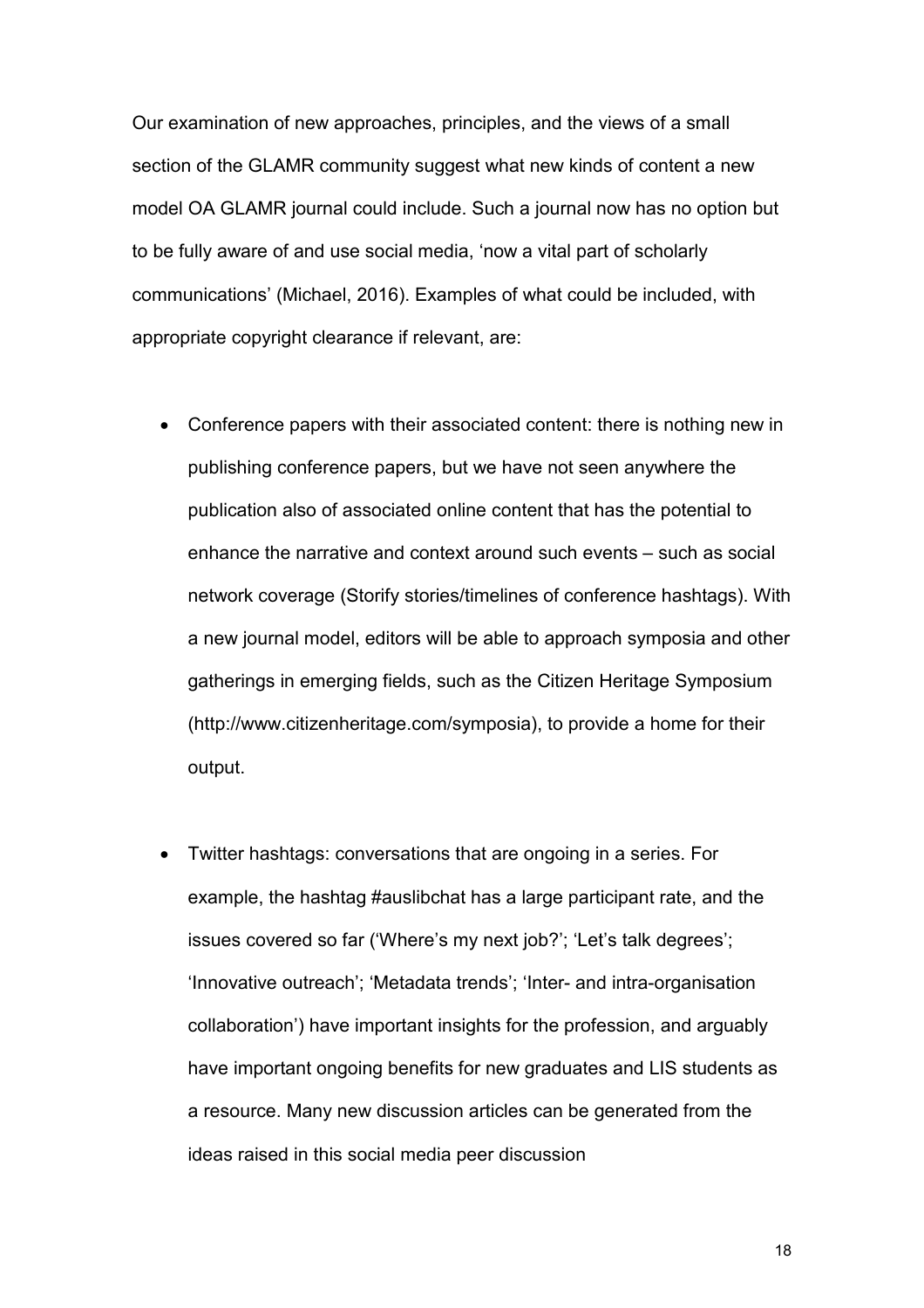Our examination of new approaches, principles, and the views of a small section of the GLAMR community suggest what new kinds of content a new model OA GLAMR journal could include. Such a journal now has no option but to be fully aware of and use social media, 'now a vital part of scholarly communications' (Michael, 2016). Examples of what could be included, with appropriate copyright clearance if relevant, are:

- Conference papers with their associated content: there is nothing new in publishing conference papers, but we have not seen anywhere the publication also of associated online content that has the potential to enhance the narrative and context around such events – such as social network coverage (Storify stories/timelines of conference hashtags). With a new journal model, editors will be able to approach symposia and other gatherings in emerging fields, such as the Citizen Heritage Symposium (http://www.citizenheritage.com/symposia), to provide a home for their output.

- Twitter hashtags: conversations that are ongoing in a series. For example, the hashtag #auslibchat has a large participant rate, and the issues covered so far ('Where's my next job?'; 'Let's talk degrees'; 'Innovative outreach'; 'Metadata trends'; 'Inter- and intra-organisation collaboration') have important insights for the profession, and arguably have important ongoing benefits for new graduates and LIS students as a resource. Many new discussion articles can be generated from the ideas raised in this social media peer discussion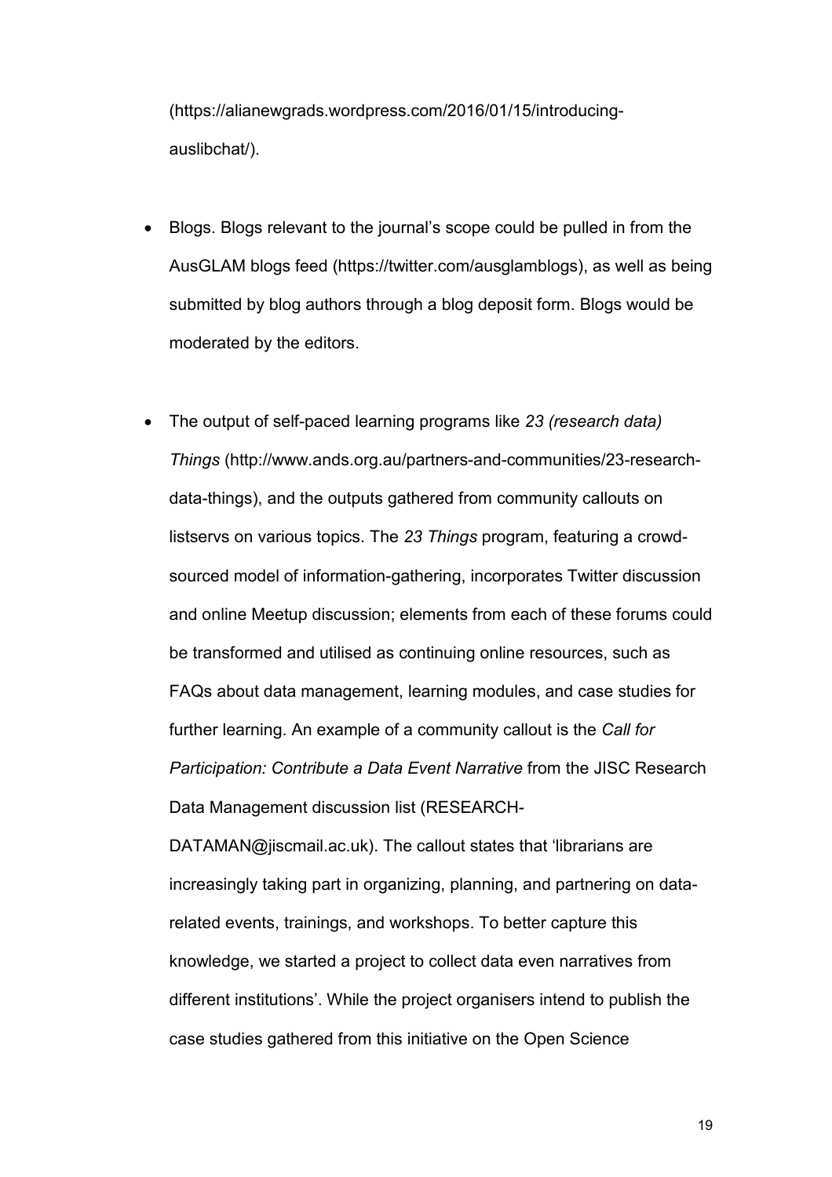(https://alianewgrads.wordpress.com/2016/01/15/introducing-auslibchat/).

- Blogs. Blogs relevant to the journal's scope could be pulled in from the AusGLAM blogs feed (https://twitter.com/ausglamblogs), as well as being submitted by blog authors through a blog deposit form. Blogs would be moderated by the editors.

- The output of self-paced learning programs like *23 (research data) Things* (http://www.ands.org.au/partners-and-communities/23-research-data-things), and the outputs gathered from community callouts on listservs on various topics. The *23 Things* program, featuring a crowd-sourced model of information-gathering, incorporates Twitter discussion and online Meetup discussion; elements from each of these forums could be transformed and utilised as continuing online resources, such as FAQs about data management, learning modules, and case studies for further learning. An example of a community callout is the *Call for Participation: Contribute a Data Event Narrative* from the JISC Research Data Management discussion list (RESEARCH-DATAMAN@jiscmail.ac.uk). The callout states that 'librarians are increasingly taking part in organizing, planning, and partnering on data-related events, trainings, and workshops. To better capture this knowledge, we started a project to collect data even narratives from different institutions'. While the project organisers intend to publish the case studies gathered from this initiative on the Open Science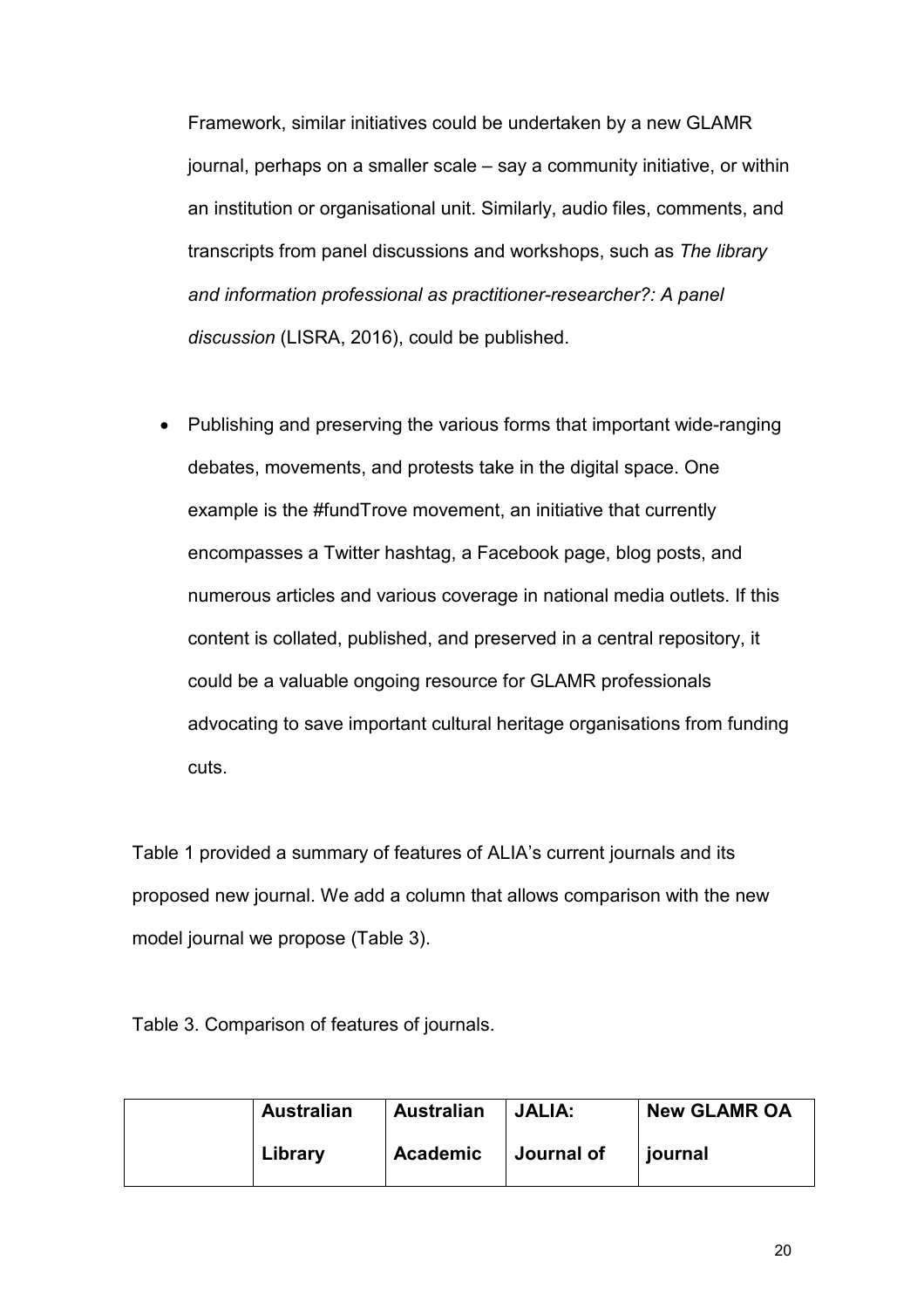Framework, similar initiatives could be undertaken by a new GLAMR journal, perhaps on a smaller scale – say a community initiative, or within an institution or organisational unit. Similarly, audio files, comments, and transcripts from panel discussions and workshops, such as *The library and information professional as practitioner-researcher?: A panel discussion* (LISRA, 2016), could be published.

- Publishing and preserving the various forms that important wide-ranging debates, movements, and protests take in the digital space. One example is the #fundTrove movement, an initiative that currently encompasses a Twitter hashtag, a Facebook page, blog posts, and numerous articles and various coverage in national media outlets. If this content is collated, published, and preserved in a central repository, it could be a valuable ongoing resource for GLAMR professionals advocating to save important cultural heritage organisations from funding cuts.

Table 1 provided a summary of features of ALIA's current journals and its proposed new journal. We add a column that allows comparison with the new model journal we propose (Table 3).

Table 3. Comparison of features of journals.

| | **Australian Library** | **Australian Academic** | **JALIA: Journal of** | **New GLAMR OA journal** |
|---|---|---|---|---|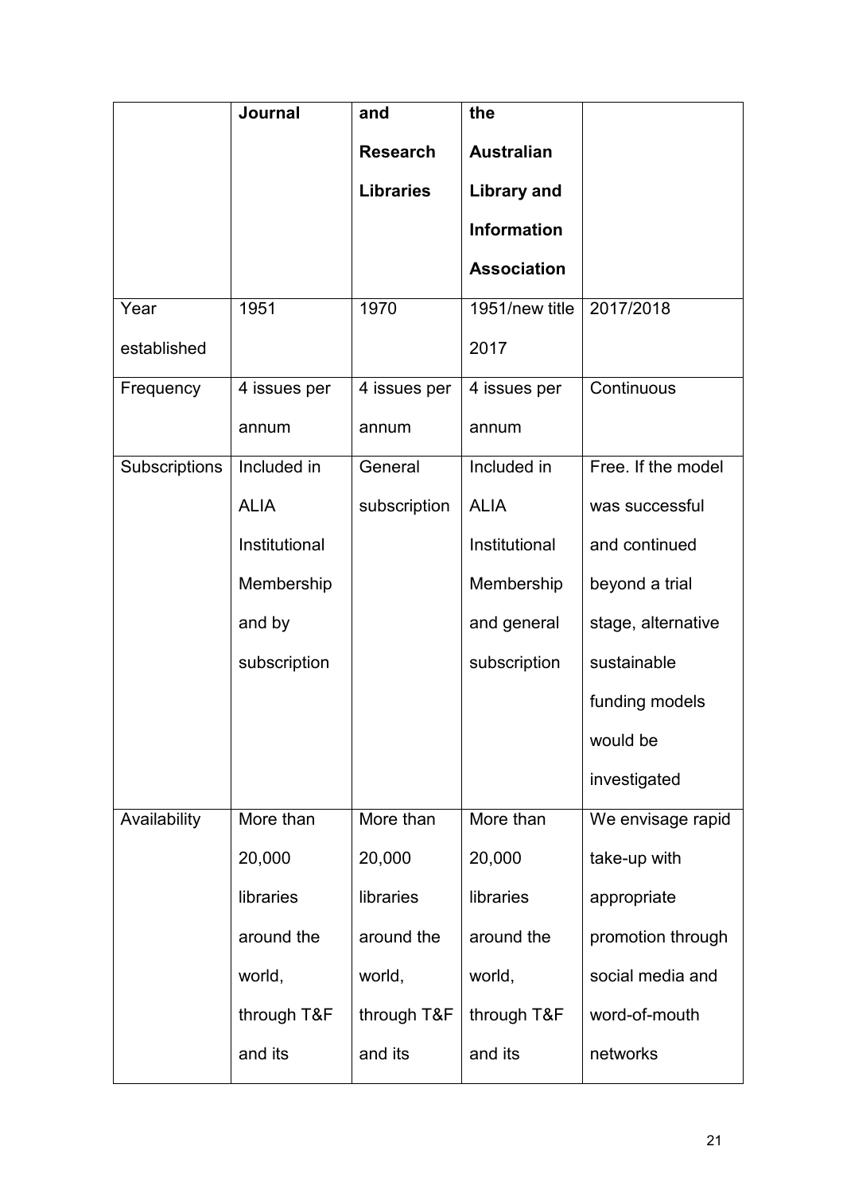| | Journal | and Research Libraries | the Australian Library and Information Association | |
|---|---|---|---|---|
| Year established | 1951 | 1970 | 1951/new title 2017 | 2017/2018 |
| Frequency | 4 issues per annum | 4 issues per annum | 4 issues per annum | Continuous |
| Subscriptions | Included in ALIA Institutional Membership and by subscription | General subscription | Included in ALIA Institutional Membership and general subscription | Free. If the model was successful and continued beyond a trial stage, alternative sustainable funding models would be investigated |
| Availability | More than 20,000 libraries around the world, through T&F and its | More than 20,000 libraries around the world, through T&F and its | More than 20,000 libraries around the world, through T&F and its | We envisage rapid take-up with appropriate promotion through social media and word-of-mouth networks |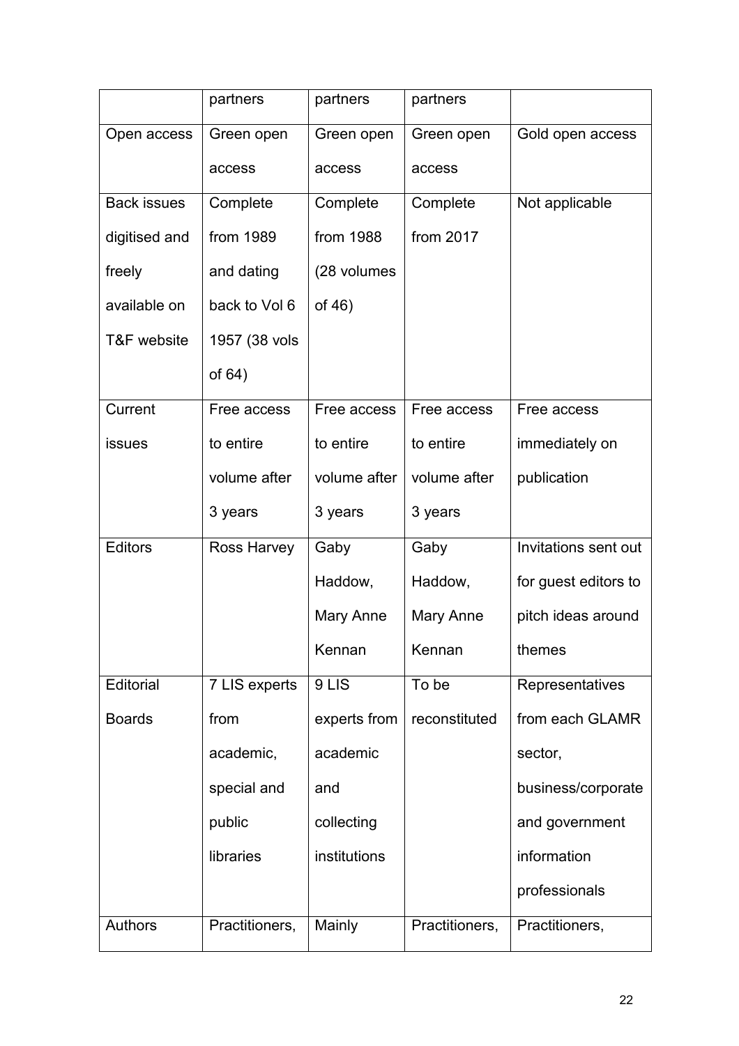| | partners | partners | partners | |
|---|---|---|---|---|
| Open access | Green open access | Green open access | Green open access | Gold open access |
| Back issues digitised and freely available on T&F website | Complete from 1989 and dating back to Vol 6 1957 (38 vols of 64) | Complete from 1988 (28 volumes of 46) | Complete from 2017 | Not applicable |
| Current issues | Free access to entire volume after 3 years | Free access to entire volume after 3 years | Free access to entire volume after 3 years | Free access immediately on publication |
| Editors | Ross Harvey | Gaby Haddow, Mary Anne Kennan | Gaby Haddow, Mary Anne Kennan | Invitations sent out for guest editors to pitch ideas around themes |
| Editorial Boards | 7 LIS experts from academic, special and public libraries | 9 LIS experts from academic and collecting institutions | To be reconstituted | Representatives from each GLAMR sector, business/corporate and government information professionals |
| Authors | Practitioners, | Mainly | Practitioners, | Practitioners, |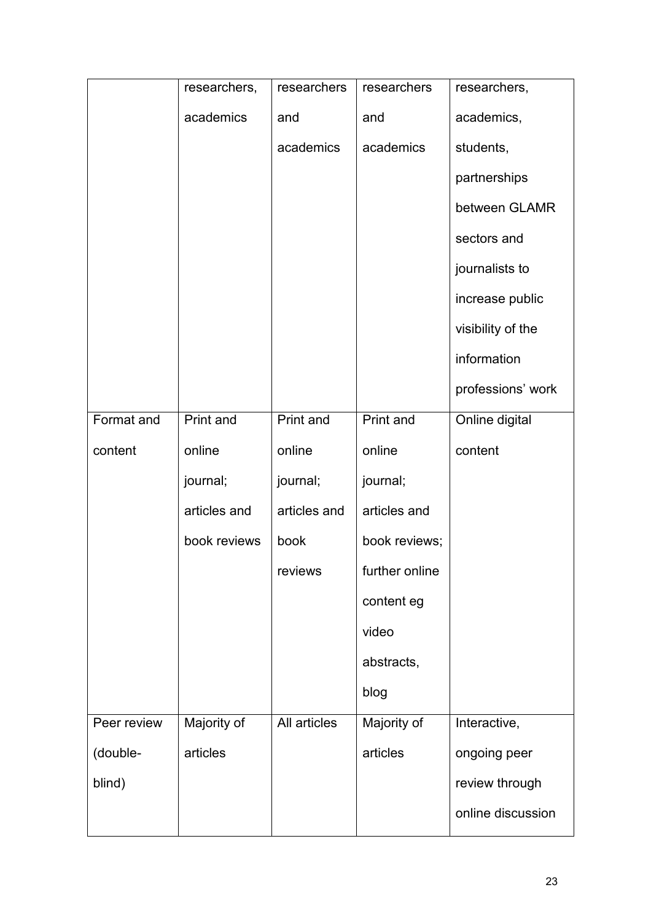| | researchers, academics | researchers and academics | researchers and academics | researchers, academics, students, partnerships between GLAMR sectors and journalists to increase public visibility of the information professions' work |
|---|---|---|---|---|
| Format and content | Print and online journal; articles and book reviews | Print and online journal; articles and book reviews | Print and online journal; articles and book reviews; further online content eg video abstracts, blog | Online digital content |
| Peer review (double-blind) | Majority of articles | All articles | Majority of articles | Interactive, ongoing peer review through online discussion |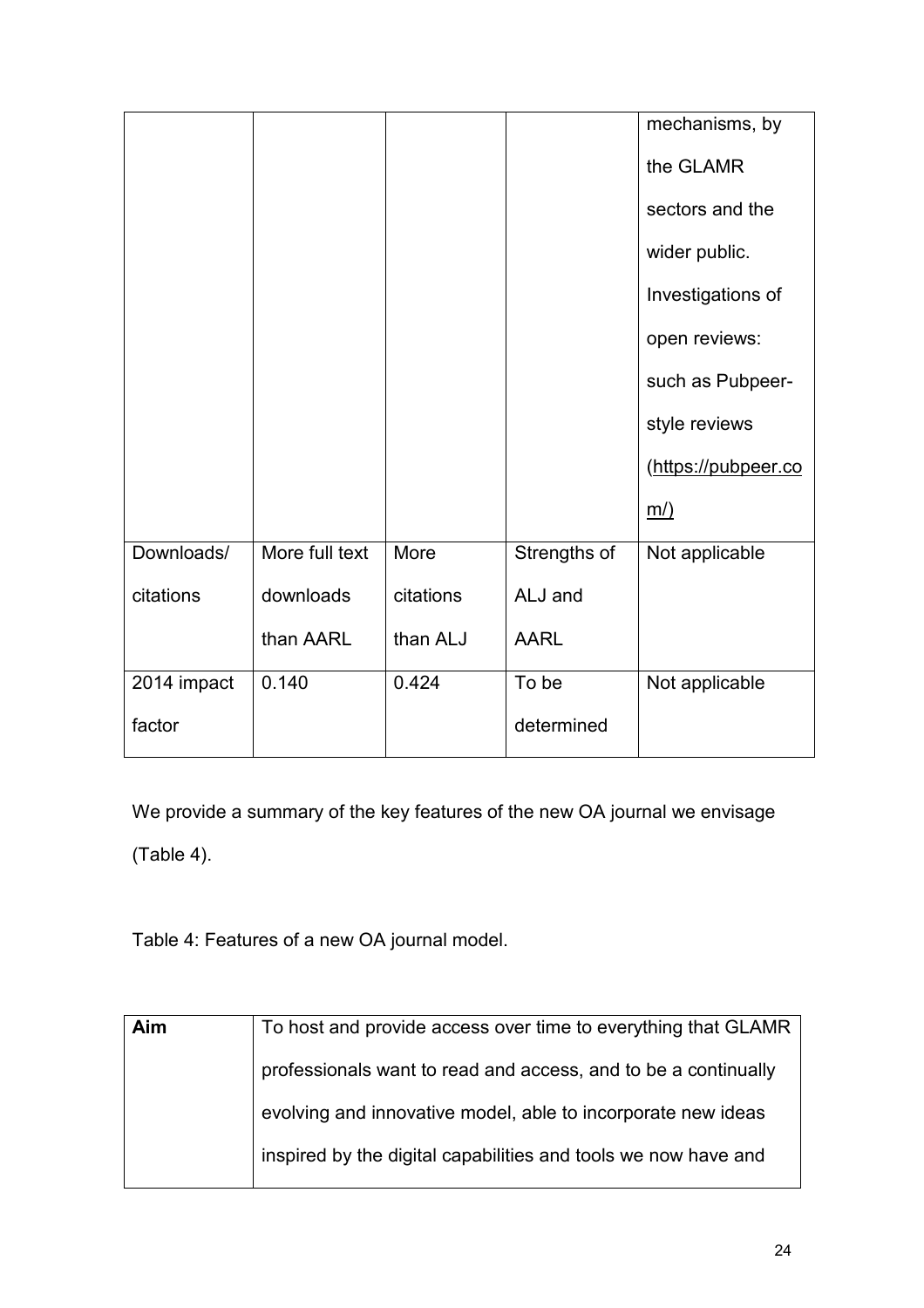| | | | | mechanisms, by the GLAMR sectors and the wider public. Investigations of open reviews: such as Pubpeer-style reviews (https://pubpeer.com/) |
|---|---|---|---|---|
| Downloads/ citations | More full text downloads than AARL | More citations than ALJ | Strengths of ALJ and AARL | Not applicable |
| 2014 impact factor | 0.140 | 0.424 | To be determined | Not applicable |

We provide a summary of the key features of the new OA journal we envisage (Table 4).

Table 4: Features of a new OA journal model.

| **Aim** | To host and provide access over time to everything that GLAMR professionals want to read and access, and to be a continually evolving and innovative model, able to incorporate new ideas inspired by the digital capabilities and tools we now have and |
|---|---|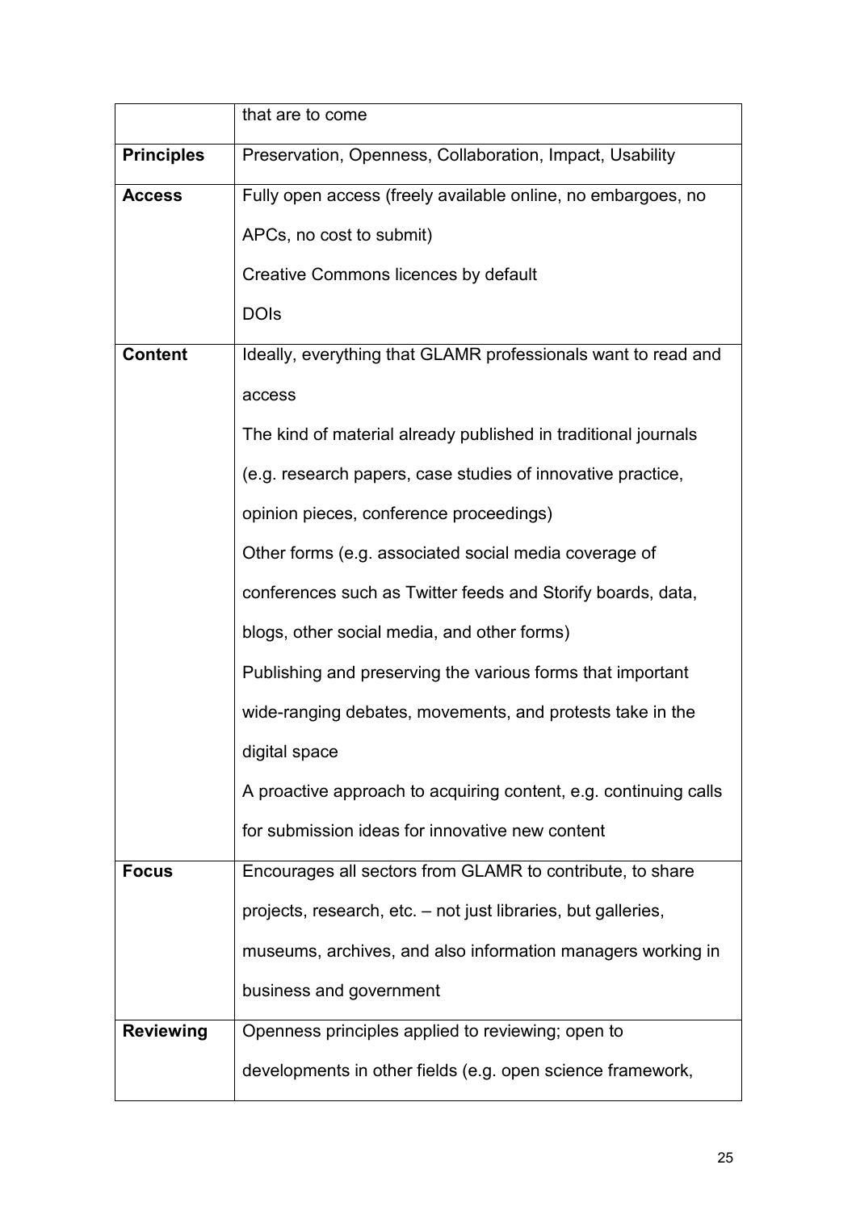| | |
|---|---|
| | that are to come |
| **Principles** | Preservation, Openness, Collaboration, Impact, Usability |
| **Access** | Fully open access (freely available online, no embargoes, no APCs, no cost to submit)<br>Creative Commons licences by default<br>DOIs |
| **Content** | Ideally, everything that GLAMR professionals want to read and access<br>The kind of material already published in traditional journals (e.g. research papers, case studies of innovative practice, opinion pieces, conference proceedings)<br>Other forms (e.g. associated social media coverage of conferences such as Twitter feeds and Storify boards, data, blogs, other social media, and other forms)<br>Publishing and preserving the various forms that important wide-ranging debates, movements, and protests take in the digital space<br>A proactive approach to acquiring content, e.g. continuing calls for submission ideas for innovative new content |
| **Focus** | Encourages all sectors from GLAMR to contribute, to share projects, research, etc. – not just libraries, but galleries, museums, archives, and also information managers working in business and government |
| **Reviewing** | Openness principles applied to reviewing; open to developments in other fields (e.g. open science framework, |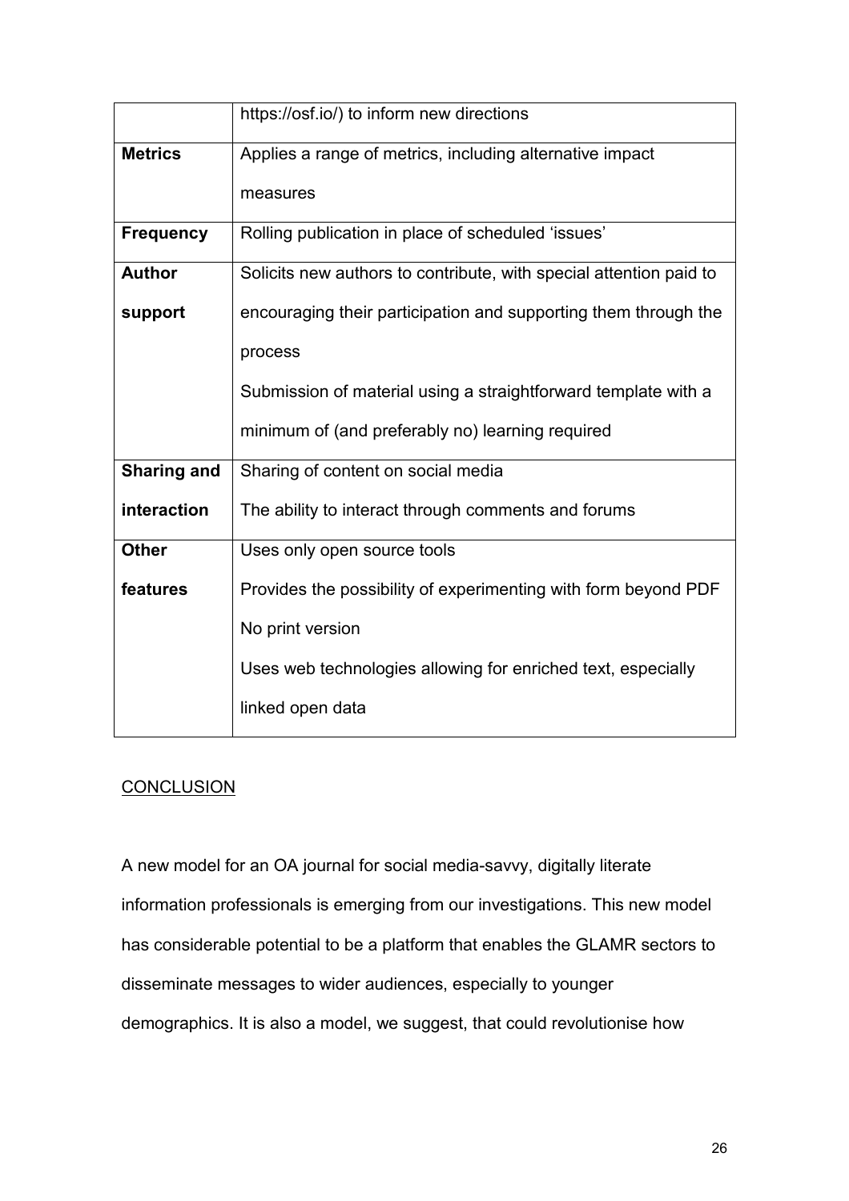| | |
|---|---|
| | https://osf.io/) to inform new directions |
| **Metrics** | Applies a range of metrics, including alternative impact measures |
| **Frequency** | Rolling publication in place of scheduled 'issues' |
| **Author support** | Solicits new authors to contribute, with special attention paid to encouraging their participation and supporting them through the process<br>Submission of material using a straightforward template with a minimum of (and preferably no) learning required |
| **Sharing and interaction** | Sharing of content on social media<br>The ability to interact through comments and forums |
| **Other features** | Uses only open source tools<br>Provides the possibility of experimenting with form beyond PDF<br>No print version<br>Uses web technologies allowing for enriched text, especially linked open data |

## CONCLUSION

A new model for an OA journal for social media-savvy, digitally literate information professionals is emerging from our investigations. This new model has considerable potential to be a platform that enables the GLAMR sectors to disseminate messages to wider audiences, especially to younger demographics. It is also a model, we suggest, that could revolutionise how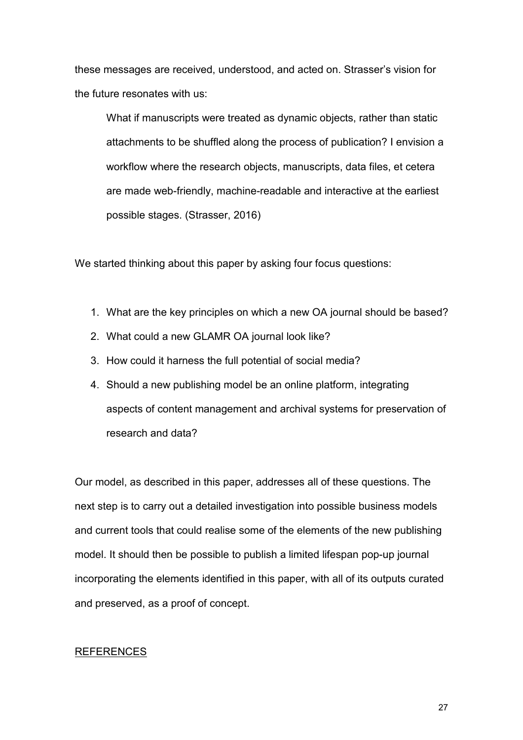these messages are received, understood, and acted on. Strasser's vision for the future resonates with us:

> What if manuscripts were treated as dynamic objects, rather than static attachments to be shuffled along the process of publication? I envision a workflow where the research objects, manuscripts, data files, et cetera are made web-friendly, machine-readable and interactive at the earliest possible stages. (Strasser, 2016)

We started thinking about this paper by asking four focus questions:

1. What are the key principles on which a new OA journal should be based?
2. What could a new GLAMR OA journal look like?
3. How could it harness the full potential of social media?
4. Should a new publishing model be an online platform, integrating aspects of content management and archival systems for preservation of research and data?

Our model, as described in this paper, addresses all of these questions. The next step is to carry out a detailed investigation into possible business models and current tools that could realise some of the elements of the new publishing model. It should then be possible to publish a limited lifespan pop-up journal incorporating the elements identified in this paper, with all of its outputs curated and preserved, as a proof of concept.

## REFERENCES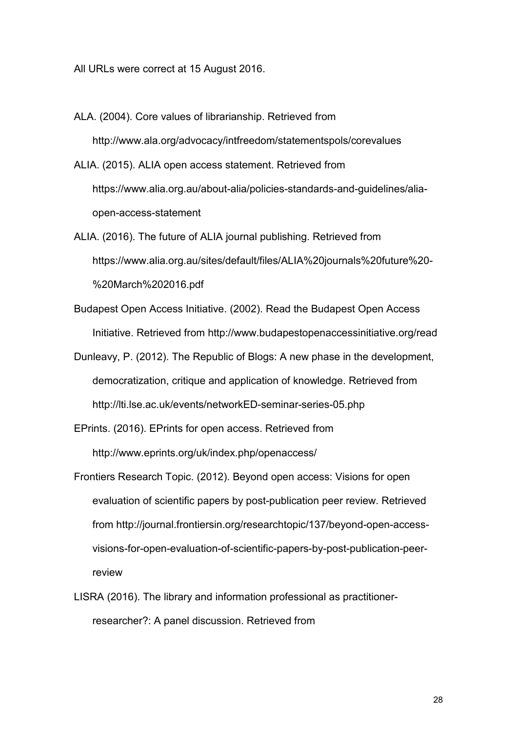All URLs were correct at 15 August 2016.

ALA. (2004). Core values of librarianship. Retrieved from http://www.ala.org/advocacy/intfreedom/statementspols/corevalues

ALIA. (2015). ALIA open access statement. Retrieved from https://www.alia.org.au/about-alia/policies-standards-and-guidelines/alia-open-access-statement

ALIA. (2016). The future of ALIA journal publishing. Retrieved from https://www.alia.org.au/sites/default/files/ALIA%20journals%20future%20-%20March%202016.pdf

Budapest Open Access Initiative. (2002). Read the Budapest Open Access Initiative. Retrieved from http://www.budapestopenaccessinitiative.org/read

Dunleavy, P. (2012). The Republic of Blogs: A new phase in the development, democratization, critique and application of knowledge. Retrieved from http://lti.lse.ac.uk/events/networkED-seminar-series-05.php

EPrints. (2016). EPrints for open access. Retrieved from http://www.eprints.org/uk/index.php/openaccess/

Frontiers Research Topic. (2012). Beyond open access: Visions for open evaluation of scientific papers by post-publication peer review. Retrieved from http://journal.frontiersin.org/researchtopic/137/beyond-open-access-visions-for-open-evaluation-of-scientific-papers-by-post-publication-peer-review

LISRA (2016). The library and information professional as practitioner-researcher?: A panel discussion. Retrieved from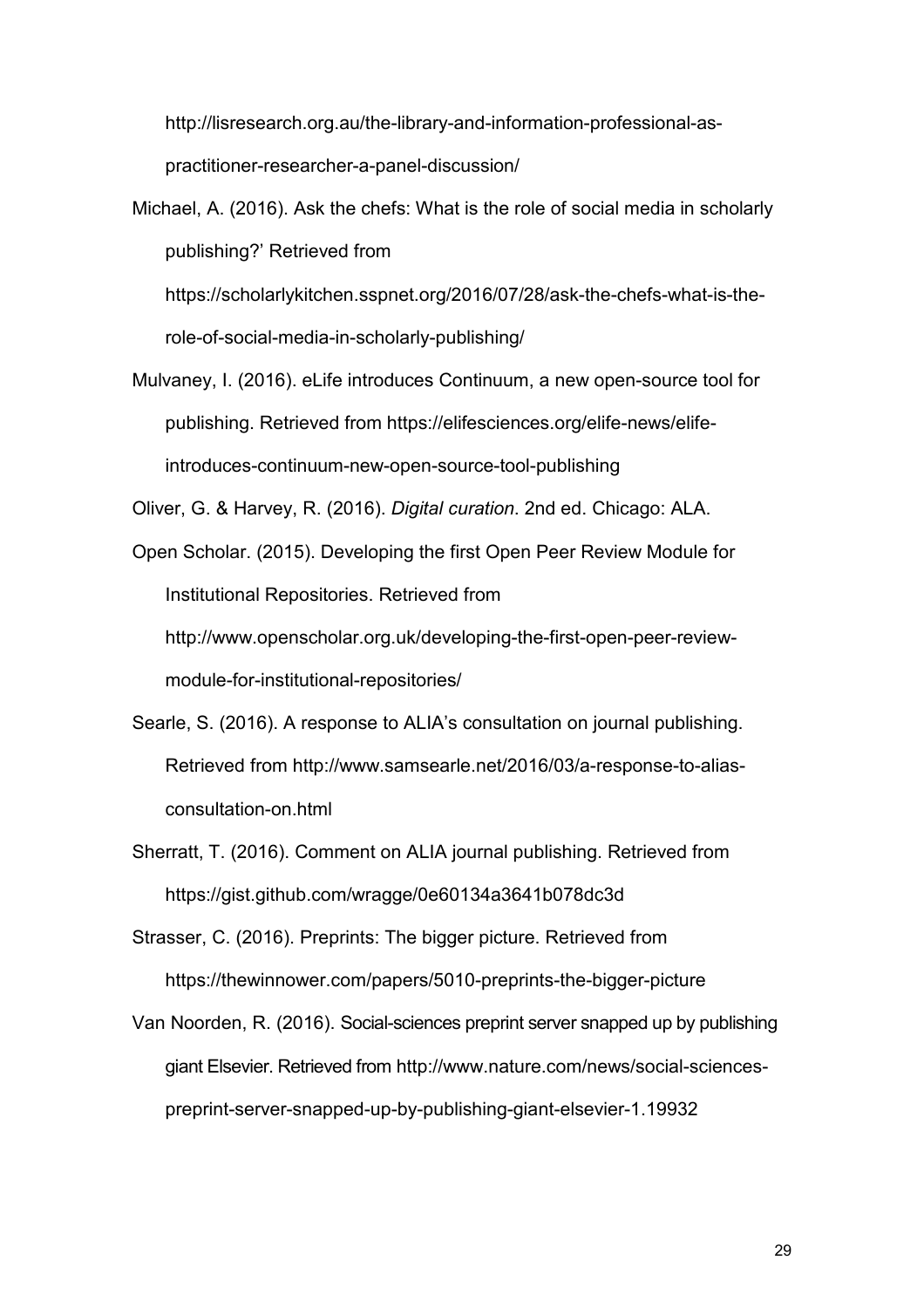http://lisresearch.org.au/the-library-and-information-professional-as-practitioner-researcher-a-panel-discussion/

Michael, A. (2016). Ask the chefs: What is the role of social media in scholarly publishing?' Retrieved from https://scholarlykitchen.sspnet.org/2016/07/28/ask-the-chefs-what-is-the-role-of-social-media-in-scholarly-publishing/

Mulvaney, I. (2016). eLife introduces Continuum, a new open-source tool for publishing. Retrieved from https://elifesciences.org/elife-news/elife-introduces-continuum-new-open-source-tool-publishing

Oliver, G. & Harvey, R. (2016). *Digital curation*. 2nd ed. Chicago: ALA.

Open Scholar. (2015). Developing the first Open Peer Review Module for Institutional Repositories. Retrieved from http://www.openscholar.org.uk/developing-the-first-open-peer-review-module-for-institutional-repositories/

Searle, S. (2016). A response to ALIA's consultation on journal publishing. Retrieved from http://www.samsearle.net/2016/03/a-response-to-alias-consultation-on.html

Sherratt, T. (2016). Comment on ALIA journal publishing. Retrieved from https://gist.github.com/wragge/0e60134a3641b078dc3d

Strasser, C. (2016). Preprints: The bigger picture. Retrieved from https://thewinnower.com/papers/5010-preprints-the-bigger-picture

Van Noorden, R. (2016). Social-sciences preprint server snapped up by publishing giant Elsevier. Retrieved from http://www.nature.com/news/social-sciences-preprint-server-snapped-up-by-publishing-giant-elsevier-1.19932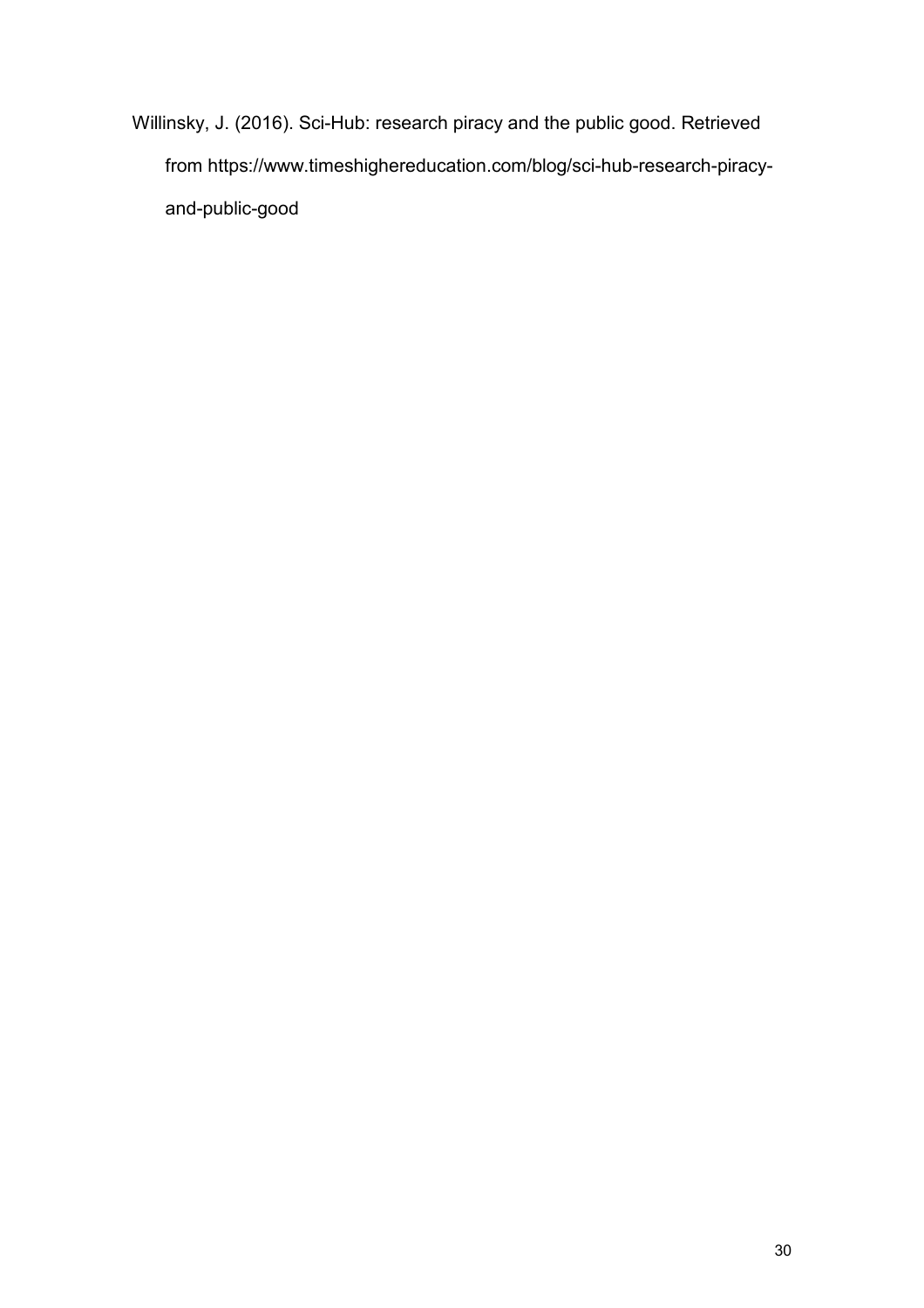Willinsky, J. (2016). Sci-Hub: research piracy and the public good. Retrieved from https://www.timeshighereducation.com/blog/sci-hub-research-piracy-and-public-good